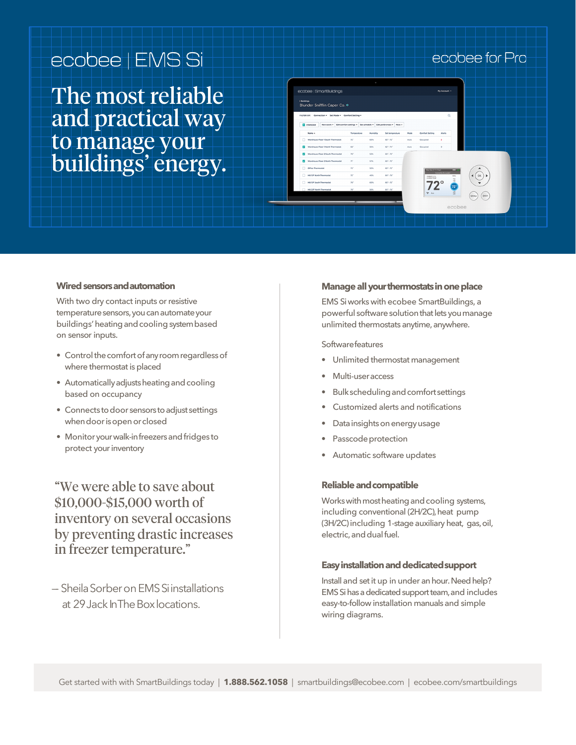ecobee | EMS Si

ecobee for Pro

# The most reliable and practical way to manage your buildings' energy.

### Wired sensors and automation

With two dry contact inputs or resistive temperature sensors, you can automate your buildings' heating and cooling system based on sensor inputs.

- Control the comfort of any room regardless of where thermostat is placed
- Automatically adjusts heating and cooling based on occupancy
- Connects to door sensors to adjust settings when door is open or closed
- Monitor your walk-in freezers and fridges to protect your inventory

"We were able to save about $10,000-$15,000 worth of inventory on several occasions by preventing drastic increases in freezer temperature."

— Sheila Sorber on EMS Si installations at 29 Jack In The Box locations.

### Manage all your thermostats in one place

EMS Si works with ecobee SmartBuildings, a powerful software solution that lets you manage unlimited thermostats anytime, anywhere.

Software features

- Unlimited thermostat management
- Multi-user access
- Bulk scheduling and comfort settings
- Customized alerts and notifications
- Data insights on energy usage
- Passcode protection
- Automatic software updates

### Reliable and compatible

Works with most heating and cooling systems, including conventional (2H/2C), heat pump (3H/2C) including 1-stage auxiliary heat, gas, oil, electric, and dual fuel.

### Easy installation and dedicated support

Install and set it up in under an hour. Need help? EMS Si has a dedicated support team, and includes easy-to-follow installation manuals and simple wiring diagrams.

Get started with with SmartBuildings today | **1.888.562.1058** | smartbuildings@ecobee.com | ecobee.com/smartbuildings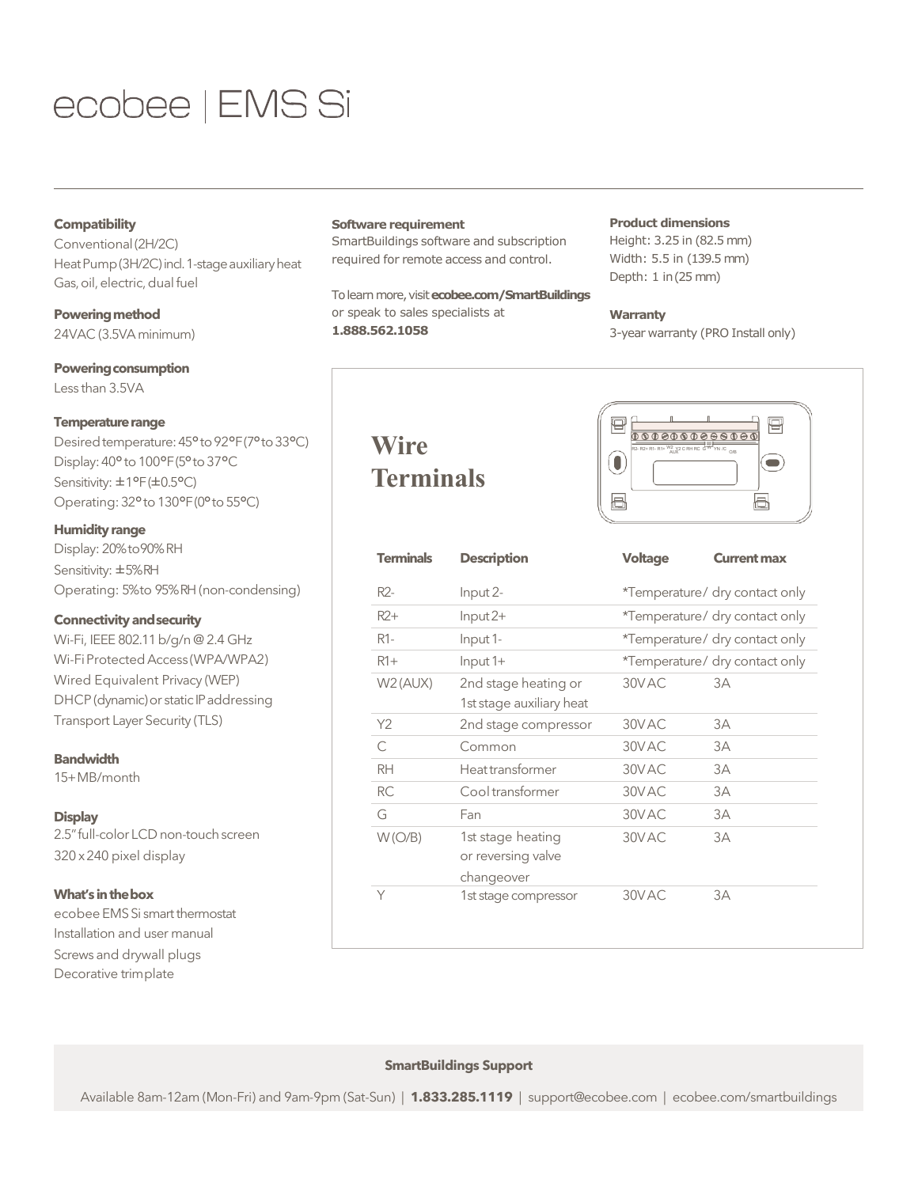# ecobee | EMS Si

**Compatibility**
Conventional (2H/2C)
Heat Pump (3H/2C) incl. 1-stage auxiliary heat
Gas, oil, electric, dual fuel

**Powering method**
24VAC (3.5VA minimum)

**Powering consumption**
Less than 3.5VA

**Temperature range**
Desired temperature: 45° to 92°F (7° to 33°C)
Display: 40° to 100°F (5° to 37°C
Sensitivity: ±1°F (±0.5°C)
Operating: 32° to 130°F (0° to 55°C)

**Humidity range**
Display: 20% to 90% RH
Sensitivity: ±5% RH
Operating: 5% to 95% RH (non-condensing)

**Connectivity and security**
Wi-Fi, IEEE 802.11 b/g/n @ 2.4 GHz
Wi-Fi Protected Access (WPA/WPA2)
Wired Equivalent Privacy (WEP)
DHCP (dynamic) or static IP addressing
Transport Layer Security (TLS)

**Bandwidth**
15+ MB/month

**Display**
2.5" full-color LCD non-touch screen
320 x 240 pixel display

**What's in the box**
ecobee EMS Si smart thermostat
Installation and user manual
Screws and drywall plugs
Decorative trim plate

**Software requirement**
SmartBuildings software and subscription required for remote access and control.

To learn more, visit **ecobee.com/SmartBuildings** or speak to sales specialists at **1.888.562.1058**

**Product dimensions**
Height: 3.25 in (82.5 mm)
Width: 5.5 in (139.5 mm)
Depth: 1 in (25 mm)

**Warranty**
3-year warranty (PRO Install only)

## Wire Terminals

R2- R2+ R1- R1+ W2 AUX Y2 C RH RC G W Y O/B

| Terminals | Description | Voltage | Current max |
|---|---|---|---|
| R2- | Input 2- | *Temperature/ dry contact only | |
| R2+ | Input 2+ | *Temperature/ dry contact only | |
| R1- | Input 1- | *Temperature/ dry contact only | |
| R1+ | Input 1+ | *Temperature/ dry contact only | |
| W2 (AUX) | 2nd stage heating or 1st stage auxiliary heat | 30V AC | 3A |
| Y2 | 2nd stage compressor | 30V AC | 3A |
| C | Common | 30V AC | 3A |
| RH | Heat transformer | 30V AC | 3A |
| RC | Cool transformer | 30V AC | 3A |
| G | Fan | 30V AC | 3A |
| W (O/B) | 1st stage heating or reversing valve changeover | 30V AC | 3A |
| Y | 1st stage compressor | 30V AC | 3A |

**SmartBuildings Support**

Available 8am-12am (Mon-Fri) and 9am-9pm (Sat-Sun) | **1.833.285.1119** | support@ecobee.com | ecobee.com/smartbuildings